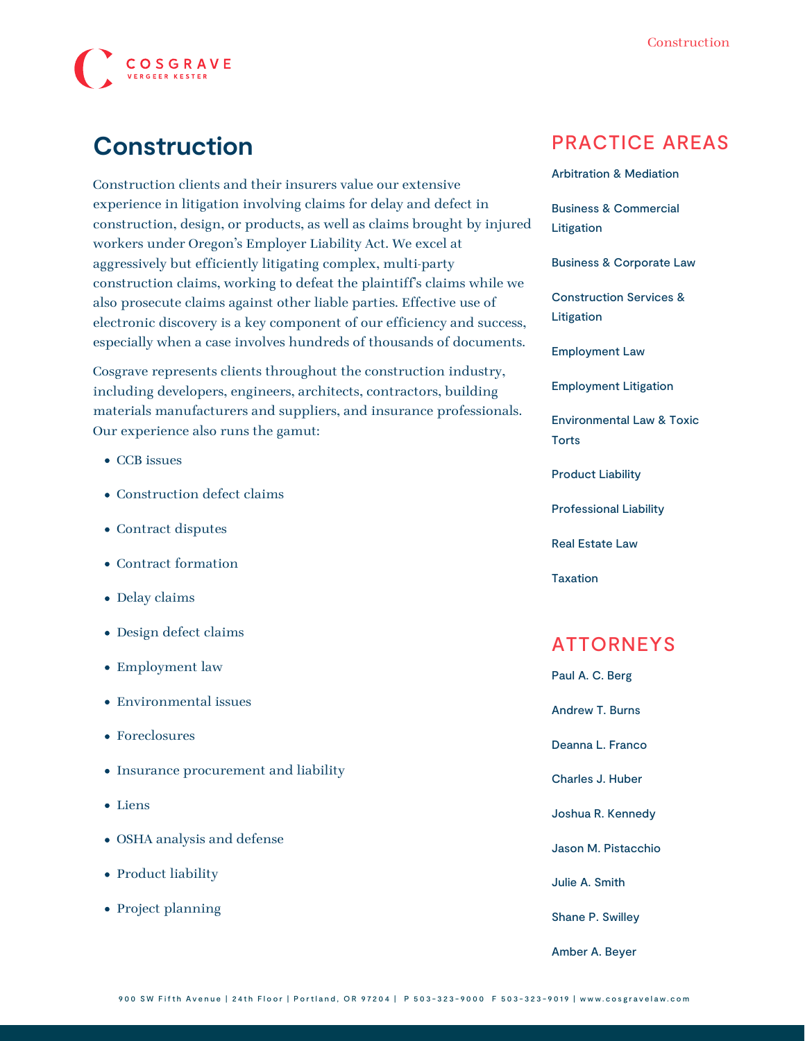# Construction

Construction clients and their insurers value our extensive experience in litigation involving claims for delay and defect in construction, design, or products, as well as claims brought by injured workers under Oregon's Employer Liability Act. We excel at aggressively but efficiently litigating complex, multi-party construction claims, working to defeat the plaintiff's claims while we also prosecute claims against other liable parties. Effective use of electronic discovery is a key component of our efficiency and success, especially when a case involves hundreds of thousands of documents.

Cosgrave represents clients throughout the construction industry, including developers, engineers, architects, contractors, building materials manufacturers and suppliers, and insurance professionals. Our experience also runs the gamut:

- CCB issues
- Construction defect claims
- Contract disputes
- Contract formation
- Delay claims
- Design defect claims
- Employment law
- Environmental issues
- Foreclosures
- Insurance procurement and liability
- Liens
- OSHA analysis and defense
- Product liability
- Project planning

## PRACTICE AREAS

- Arbitration & Mediation
- Business & Commercial Litigation
- Business & Corporate Law
- Construction Services & Litigation
- Employment Law
- Employment Litigation
- Environmental Law & Toxic Torts
- Product Liability
- Professional Liability
- Real Estate Law
- Taxation

## ATTORNEYS

- Paul A. C. Berg
- Andrew T. Burns
- Deanna L. Franco
- Charles J. Huber
- Joshua R. Kennedy
- Jason M. Pistacchio
- Julie A. Smith
- Shane P. Swilley
- Amber A. Beyer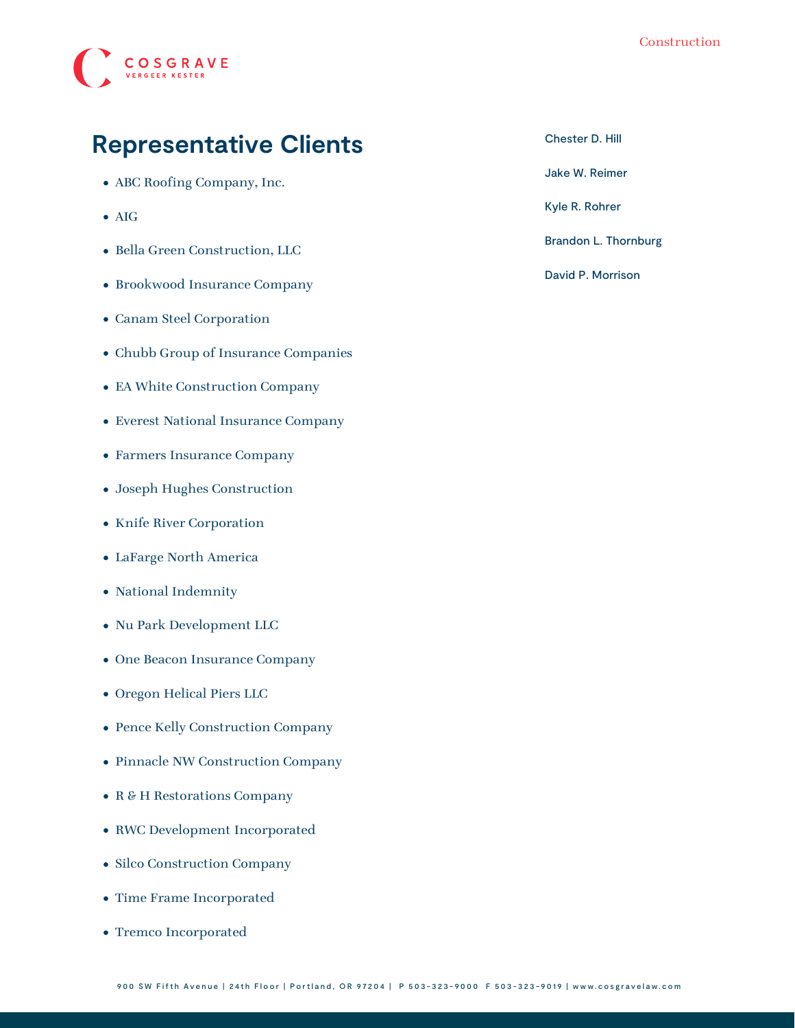## Representative Clients

- ABC Roofing Company, Inc.
- AIG
- Bella Green Construction, LLC
- Brookwood Insurance Company
- Canam Steel Corporation
- Chubb Group of Insurance Companies
- EA White Construction Company
- Everest National Insurance Company
- Farmers Insurance Company
- Joseph Hughes Construction
- Knife River Corporation
- LaFarge North America
- National Indemnity
- Nu Park Development LLC
- One Beacon Insurance Company
- Oregon Helical Piers LLC
- Pence Kelly Construction Company
- Pinnacle NW Construction Company
- R & H Restorations Company
- RWC Development Incorporated
- Silco Construction Company
- Time Frame Incorporated
- Tremco Incorporated

Chester D. Hill

Jake W. Reimer

Kyle R. Rohrer

Brandon L. Thornburg

David P. Morrison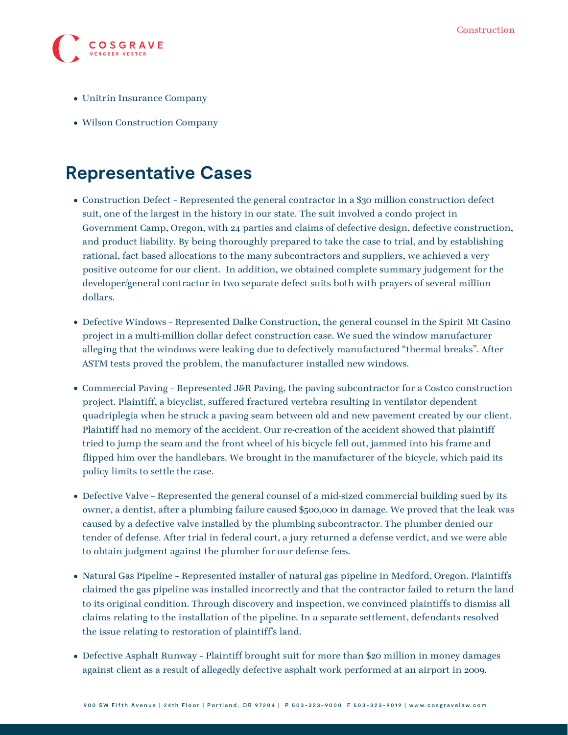- Unitrin Insurance Company
- Wilson Construction Company

## Representative Cases

- Construction Defect – Represented the general contractor in a $30 million construction defect suit, one of the largest in the history in our state. The suit involved a condo project in Government Camp, Oregon, with 24 parties and claims of defective design, defective construction, and product liability. By being thoroughly prepared to take the case to trial, and by establishing rational, fact based allocations to the many subcontractors and suppliers, we achieved a very positive outcome for our client. In addition, we obtained complete summary judgement for the developer/general contractor in two separate defect suits both with prayers of several million dollars.
- Defective Windows – Represented Dalke Construction, the general counsel in the Spirit Mt Casino project in a multi-million dollar defect construction case. We sued the window manufacturer alleging that the windows were leaking due to defectively manufactured "thermal breaks". After ASTM tests proved the problem, the manufacturer installed new windows.
- Commercial Paving – Represented J&R Paving, the paving subcontractor for a Costco construction project. Plaintiff, a bicyclist, suffered fractured vertebra resulting in ventilator dependent quadriplegia when he struck a paving seam between old and new pavement created by our client. Plaintiff had no memory of the accident. Our re-creation of the accident showed that plaintiff tried to jump the seam and the front wheel of his bicycle fell out, jammed into his frame and flipped him over the handlebars. We brought in the manufacturer of the bicycle, which paid its policy limits to settle the case.
- Defective Valve – Represented the general counsel of a mid-sized commercial building sued by its owner, a dentist, after a plumbing failure caused $500,000 in damage. We proved that the leak was caused by a defective valve installed by the plumbing subcontractor. The plumber denied our tender of defense. After trial in federal court, a jury returned a defense verdict, and we were able to obtain judgment against the plumber for our defense fees.
- Natural Gas Pipeline – Represented installer of natural gas pipeline in Medford, Oregon. Plaintiffs claimed the gas pipeline was installed incorrectly and that the contractor failed to return the land to its original condition. Through discovery and inspection, we convinced plaintiffs to dismiss all claims relating to the installation of the pipeline. In a separate settlement, defendants resolved the issue relating to restoration of plaintiff's land.
- Defective Asphalt Runway – Plaintiff brought suit for more than $20 million in money damages against client as a result of allegedly defective asphalt work performed at an airport in 2009.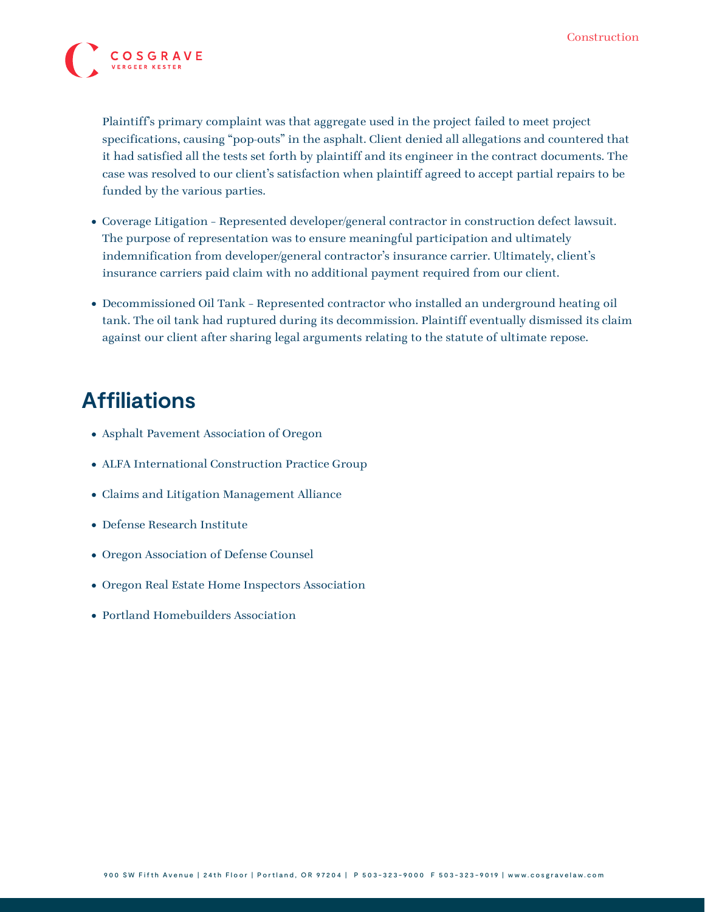Plaintiff's primary complaint was that aggregate used in the project failed to meet project specifications, causing "pop-outs" in the asphalt. Client denied all allegations and countered that it had satisfied all the tests set forth by plaintiff and its engineer in the contract documents. The case was resolved to our client's satisfaction when plaintiff agreed to accept partial repairs to be funded by the various parties.

- Coverage Litigation – Represented developer/general contractor in construction defect lawsuit. The purpose of representation was to ensure meaningful participation and ultimately indemnification from developer/general contractor's insurance carrier. Ultimately, client's insurance carriers paid claim with no additional payment required from our client.
- Decommissioned Oil Tank – Represented contractor who installed an underground heating oil tank. The oil tank had ruptured during its decommission. Plaintiff eventually dismissed its claim against our client after sharing legal arguments relating to the statute of ultimate repose.

## Affiliations

- Asphalt Pavement Association of Oregon
- ALFA International Construction Practice Group
- Claims and Litigation Management Alliance
- Defense Research Institute
- Oregon Association of Defense Counsel
- Oregon Real Estate Home Inspectors Association
- Portland Homebuilders Association